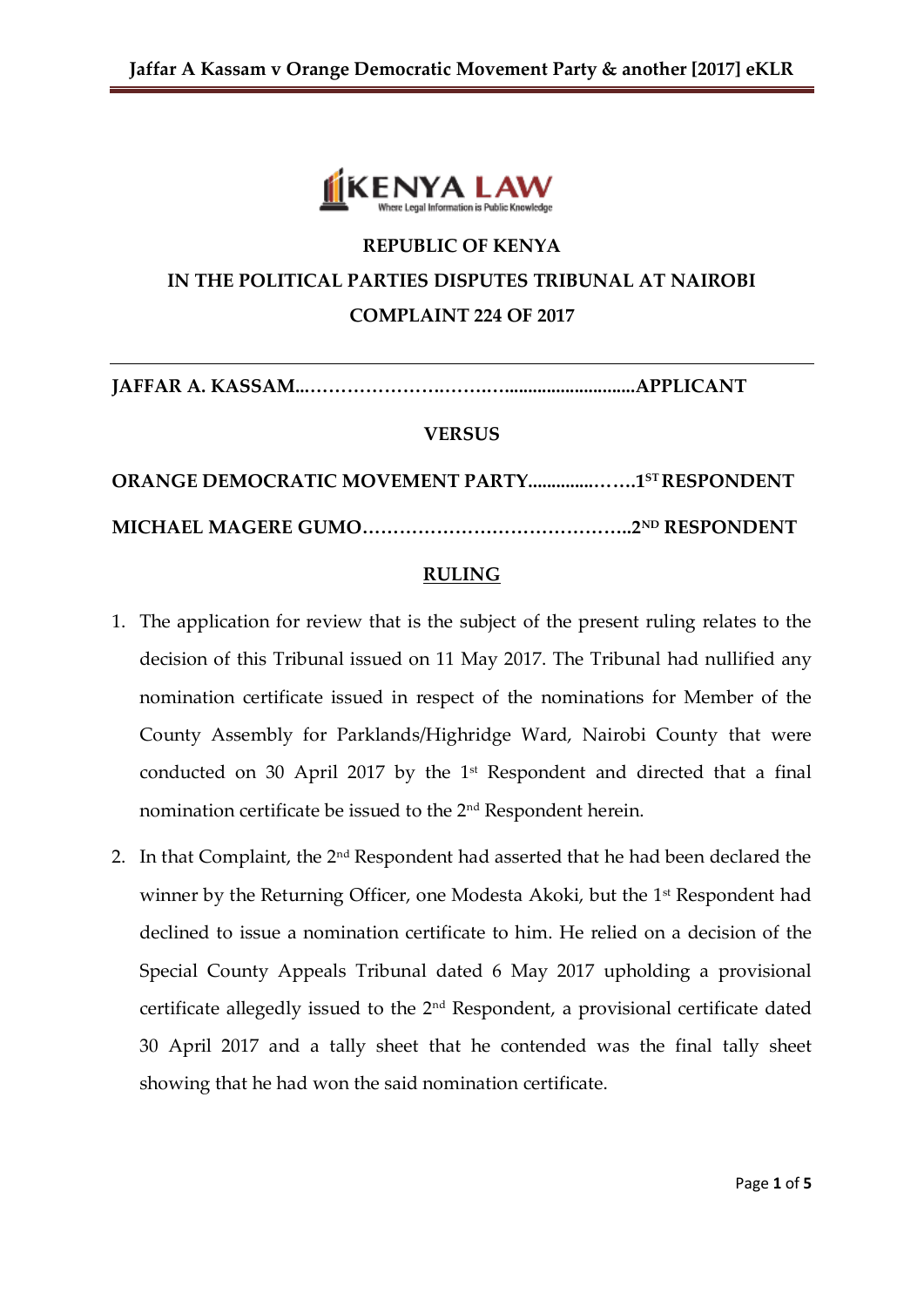**REPUBLIC OF KENYA**

**IN THE POLITICAL PARTIES DISPUTES TRIBUNAL AT NAIROBI**

**COMPLAINT 224 OF 2017**

---

**JAFFAR A. KASSAM...……………………..……..…............................APPLICANT**

**VERSUS**

**ORANGE DEMOCRATIC MOVEMENT PARTY...............…….1ST RESPONDENT**

**MICHAEL MAGERE GUMO……………………………………..2ND RESPONDENT**

**RULING**

1. The application for review that is the subject of the present ruling relates to the decision of this Tribunal issued on 11 May 2017. The Tribunal had nullified any nomination certificate issued in respect of the nominations for Member of the County Assembly for Parklands/Highridge Ward, Nairobi County that were conducted on 30 April 2017 by the 1st Respondent and directed that a final nomination certificate be issued to the 2nd Respondent herein.

2. In that Complaint, the 2nd Respondent had asserted that he had been declared the winner by the Returning Officer, one Modesta Akoki, but the 1st Respondent had declined to issue a nomination certificate to him. He relied on a decision of the Special County Appeals Tribunal dated 6 May 2017 upholding a provisional certificate allegedly issued to the 2nd Respondent, a provisional certificate dated 30 April 2017 and a tally sheet that he contended was the final tally sheet showing that he had won the said nomination certificate.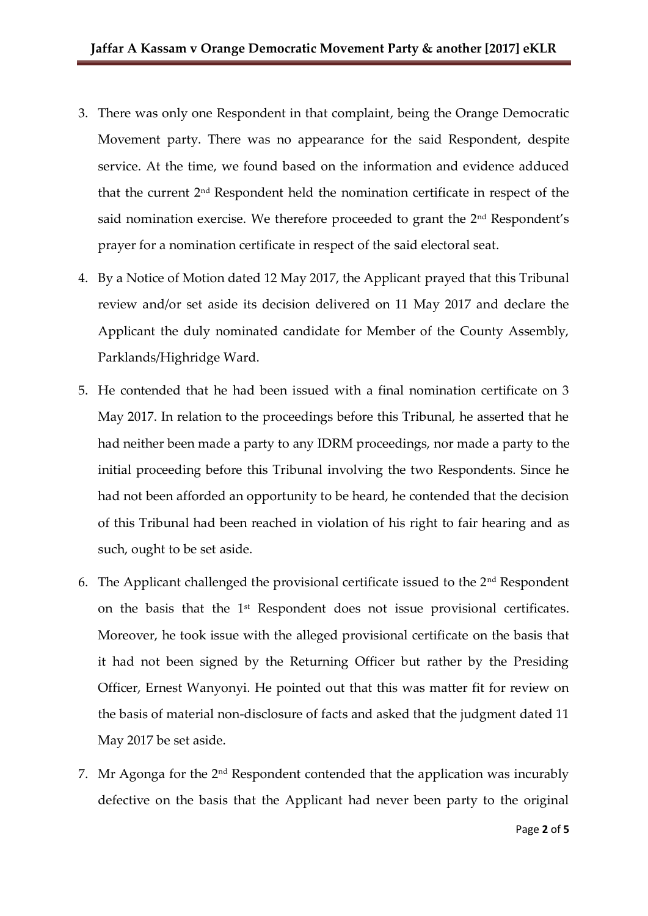3. There was only one Respondent in that complaint, being the Orange Democratic Movement party. There was no appearance for the said Respondent, despite service. At the time, we found based on the information and evidence adduced that the current 2nd Respondent held the nomination certificate in respect of the said nomination exercise. We therefore proceeded to grant the 2nd Respondent's prayer for a nomination certificate in respect of the said electoral seat.

4. By a Notice of Motion dated 12 May 2017, the Applicant prayed that this Tribunal review and/or set aside its decision delivered on 11 May 2017 and declare the Applicant the duly nominated candidate for Member of the County Assembly, Parklands/Highridge Ward.

5. He contended that he had been issued with a final nomination certificate on 3 May 2017. In relation to the proceedings before this Tribunal, he asserted that he had neither been made a party to any IDRM proceedings, nor made a party to the initial proceeding before this Tribunal involving the two Respondents. Since he had not been afforded an opportunity to be heard, he contended that the decision of this Tribunal had been reached in violation of his right to fair hearing and as such, ought to be set aside.

6. The Applicant challenged the provisional certificate issued to the 2nd Respondent on the basis that the 1st Respondent does not issue provisional certificates. Moreover, he took issue with the alleged provisional certificate on the basis that it had not been signed by the Returning Officer but rather by the Presiding Officer, Ernest Wanyonyi. He pointed out that this was matter fit for review on the basis of material non-disclosure of facts and asked that the judgment dated 11 May 2017 be set aside.

7. Mr Agonga for the 2nd Respondent contended that the application was incurably defective on the basis that the Applicant had never been party to the original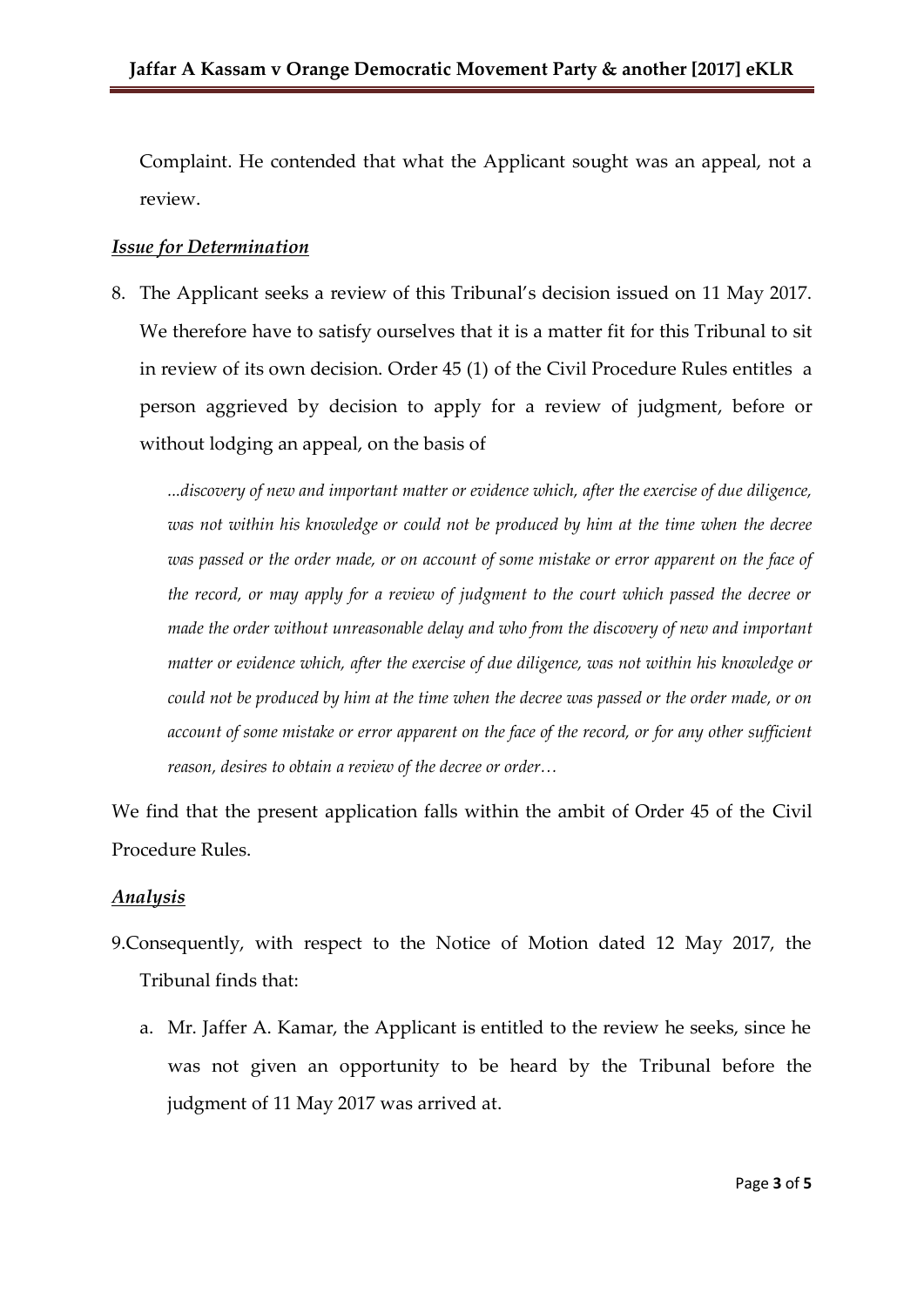Complaint. He contended that what the Applicant sought was an appeal, not a review.

***Issue for Determination***

8. The Applicant seeks a review of this Tribunal's decision issued on 11 May 2017. We therefore have to satisfy ourselves that it is a matter fit for this Tribunal to sit in review of its own decision. Order 45 (1) of the Civil Procedure Rules entitles a person aggrieved by decision to apply for a review of judgment, before or without lodging an appeal, on the basis of

> *...discovery of new and important matter or evidence which, after the exercise of due diligence, was not within his knowledge or could not be produced by him at the time when the decree was passed or the order made, or on account of some mistake or error apparent on the face of the record, or may apply for a review of judgment to the court which passed the decree or made the order without unreasonable delay and who from the discovery of new and important matter or evidence which, after the exercise of due diligence, was not within his knowledge or could not be produced by him at the time when the decree was passed or the order made, or on account of some mistake or error apparent on the face of the record, or for any other sufficient reason, desires to obtain a review of the decree or order…*

We find that the present application falls within the ambit of Order 45 of the Civil Procedure Rules.

***Analysis***

9. Consequently, with respect to the Notice of Motion dated 12 May 2017, the Tribunal finds that:

   a. Mr. Jaffer A. Kamar, the Applicant is entitled to the review he seeks, since he was not given an opportunity to be heard by the Tribunal before the judgment of 11 May 2017 was arrived at.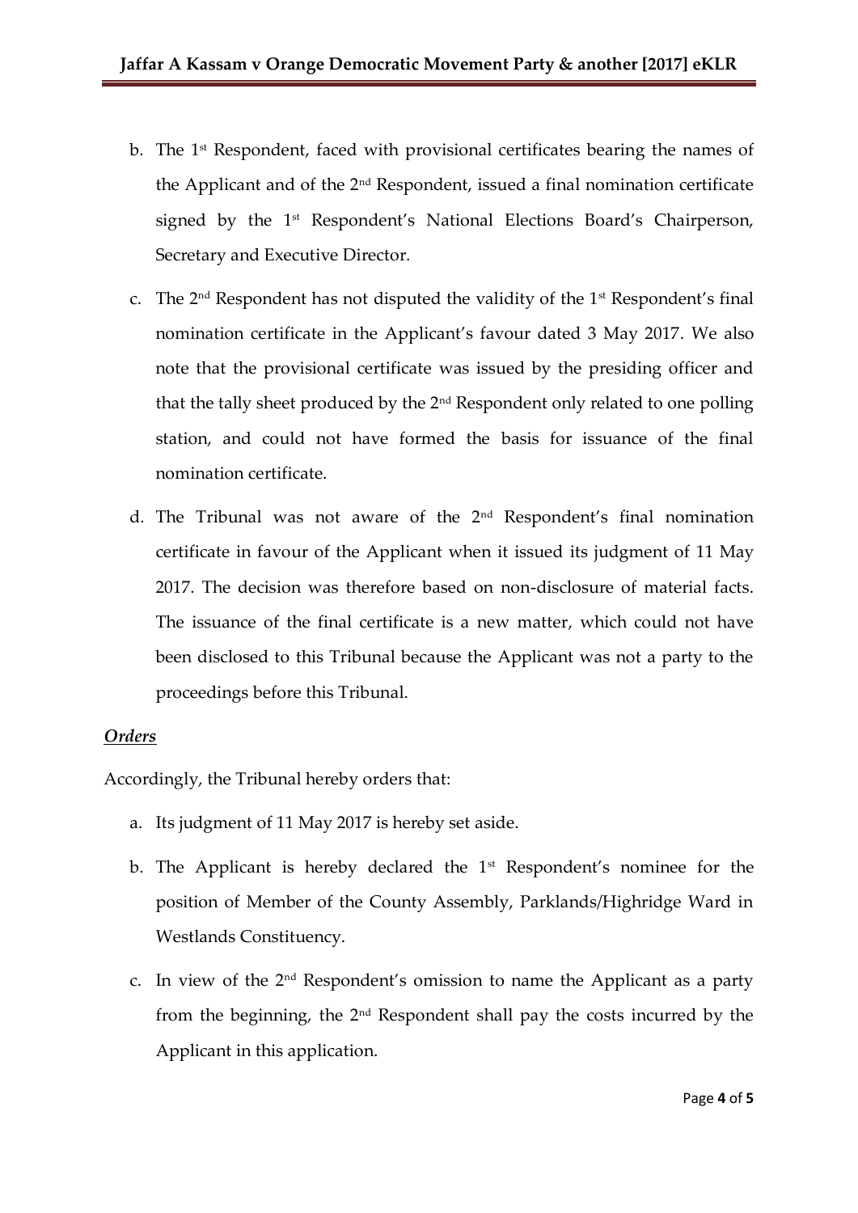b. The 1st Respondent, faced with provisional certificates bearing the names of the Applicant and of the 2nd Respondent, issued a final nomination certificate signed by the 1st Respondent's National Elections Board's Chairperson, Secretary and Executive Director.

c. The 2nd Respondent has not disputed the validity of the 1st Respondent's final nomination certificate in the Applicant's favour dated 3 May 2017. We also note that the provisional certificate was issued by the presiding officer and that the tally sheet produced by the 2nd Respondent only related to one polling station, and could not have formed the basis for issuance of the final nomination certificate.

d. The Tribunal was not aware of the 2nd Respondent's final nomination certificate in favour of the Applicant when it issued its judgment of 11 May 2017. The decision was therefore based on non-disclosure of material facts. The issuance of the final certificate is a new matter, which could not have been disclosed to this Tribunal because the Applicant was not a party to the proceedings before this Tribunal.

***Orders***

Accordingly, the Tribunal hereby orders that:

a. Its judgment of 11 May 2017 is hereby set aside.

b. The Applicant is hereby declared the 1st Respondent's nominee for the position of Member of the County Assembly, Parklands/Highridge Ward in Westlands Constituency.

c. In view of the 2nd Respondent's omission to name the Applicant as a party from the beginning, the 2nd Respondent shall pay the costs incurred by the Applicant in this application.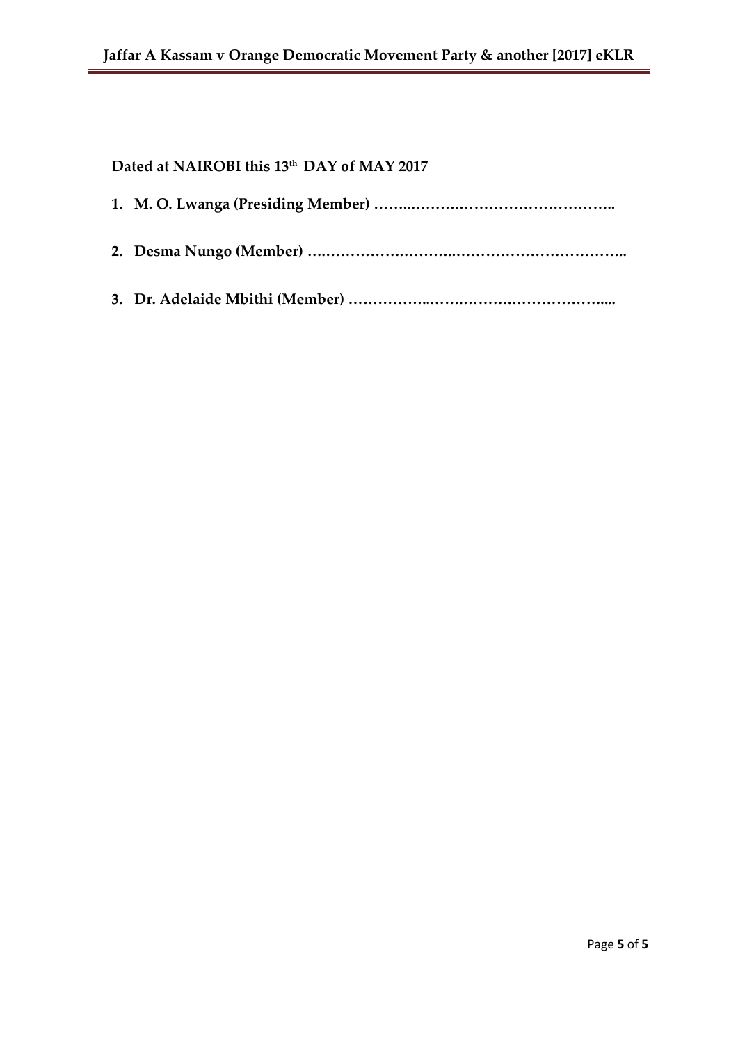**Dated at NAIROBI this 13th DAY of MAY 2017**

1. **M. O. Lwanga (Presiding Member) …….……….……………………………..**
2. **Desma Nungo (Member) ….…………….……….……………………………..**
3. **Dr. Adelaide Mbithi (Member) ……………..…….……….………………....**